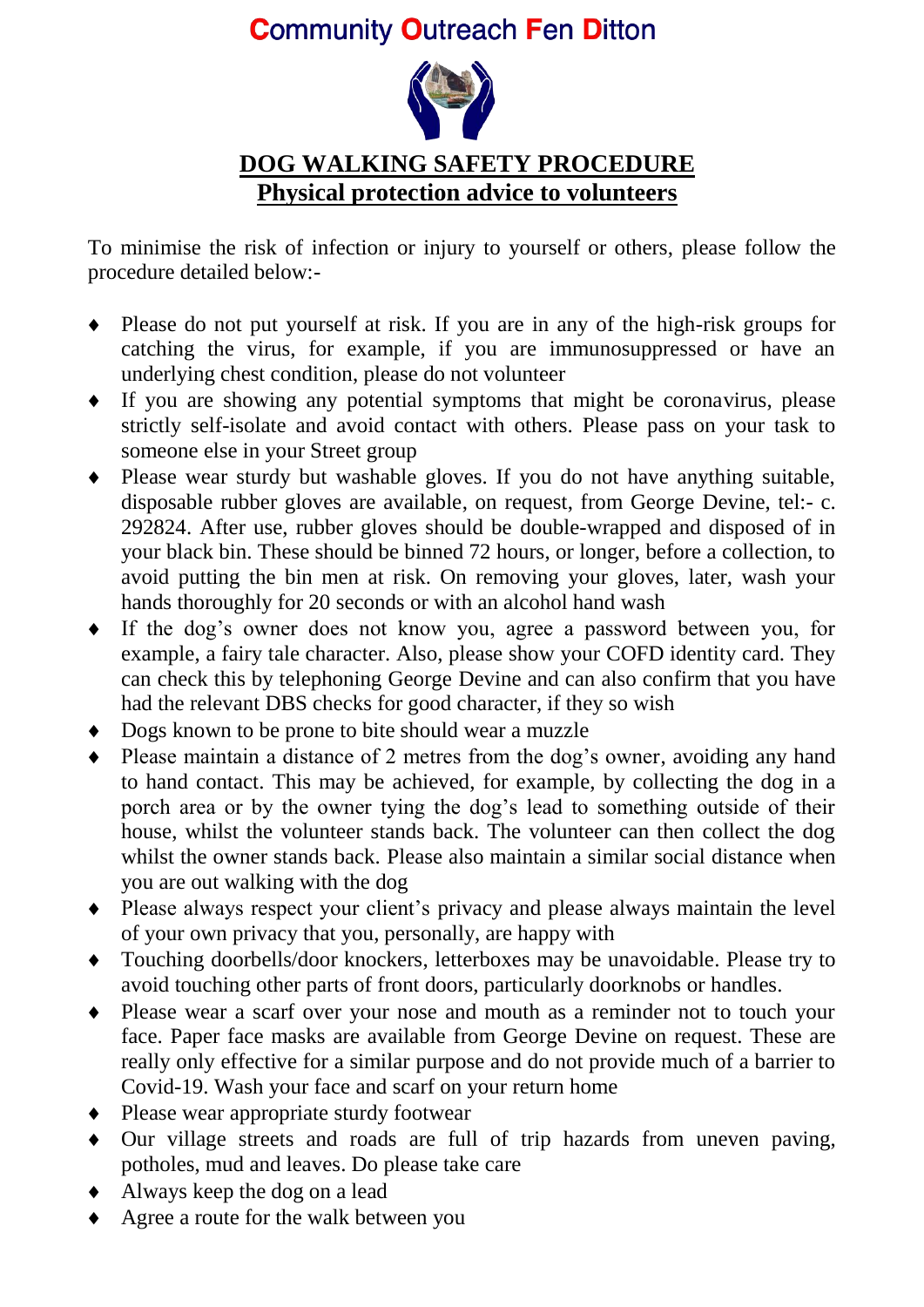# Community Outreach Fen Ditton

## DOG WALKING SAFETY PROCEDURE
## Physical protection advice to volunteers

To minimise the risk of infection or injury to yourself or others, please follow the procedure detailed below:-

- Please do not put yourself at risk. If you are in any of the high-risk groups for catching the virus, for example, if you are immunosuppressed or have an underlying chest condition, please do not volunteer
- If you are showing any potential symptoms that might be coronavirus, please strictly self-isolate and avoid contact with others. Please pass on your task to someone else in your Street group
- Please wear sturdy but washable gloves. If you do not have anything suitable, disposable rubber gloves are available, on request, from George Devine, tel:- c. 292824. After use, rubber gloves should be double-wrapped and disposed of in your black bin. These should be binned 72 hours, or longer, before a collection, to avoid putting the bin men at risk. On removing your gloves, later, wash your hands thoroughly for 20 seconds or with an alcohol hand wash
- If the dog's owner does not know you, agree a password between you, for example, a fairy tale character. Also, please show your COFD identity card. They can check this by telephoning George Devine and can also confirm that you have had the relevant DBS checks for good character, if they so wish
- Dogs known to be prone to bite should wear a muzzle
- Please maintain a distance of 2 metres from the dog's owner, avoiding any hand to hand contact. This may be achieved, for example, by collecting the dog in a porch area or by the owner tying the dog's lead to something outside of their house, whilst the volunteer stands back. The volunteer can then collect the dog whilst the owner stands back. Please also maintain a similar social distance when you are out walking with the dog
- Please always respect your client's privacy and please always maintain the level of your own privacy that you, personally, are happy with
- Touching doorbells/door knockers, letterboxes may be unavoidable. Please try to avoid touching other parts of front doors, particularly doorknobs or handles.
- Please wear a scarf over your nose and mouth as a reminder not to touch your face. Paper face masks are available from George Devine on request. These are really only effective for a similar purpose and do not provide much of a barrier to Covid-19. Wash your face and scarf on your return home
- Please wear appropriate sturdy footwear
- Our village streets and roads are full of trip hazards from uneven paving, potholes, mud and leaves. Do please take care
- Always keep the dog on a lead
- Agree a route for the walk between you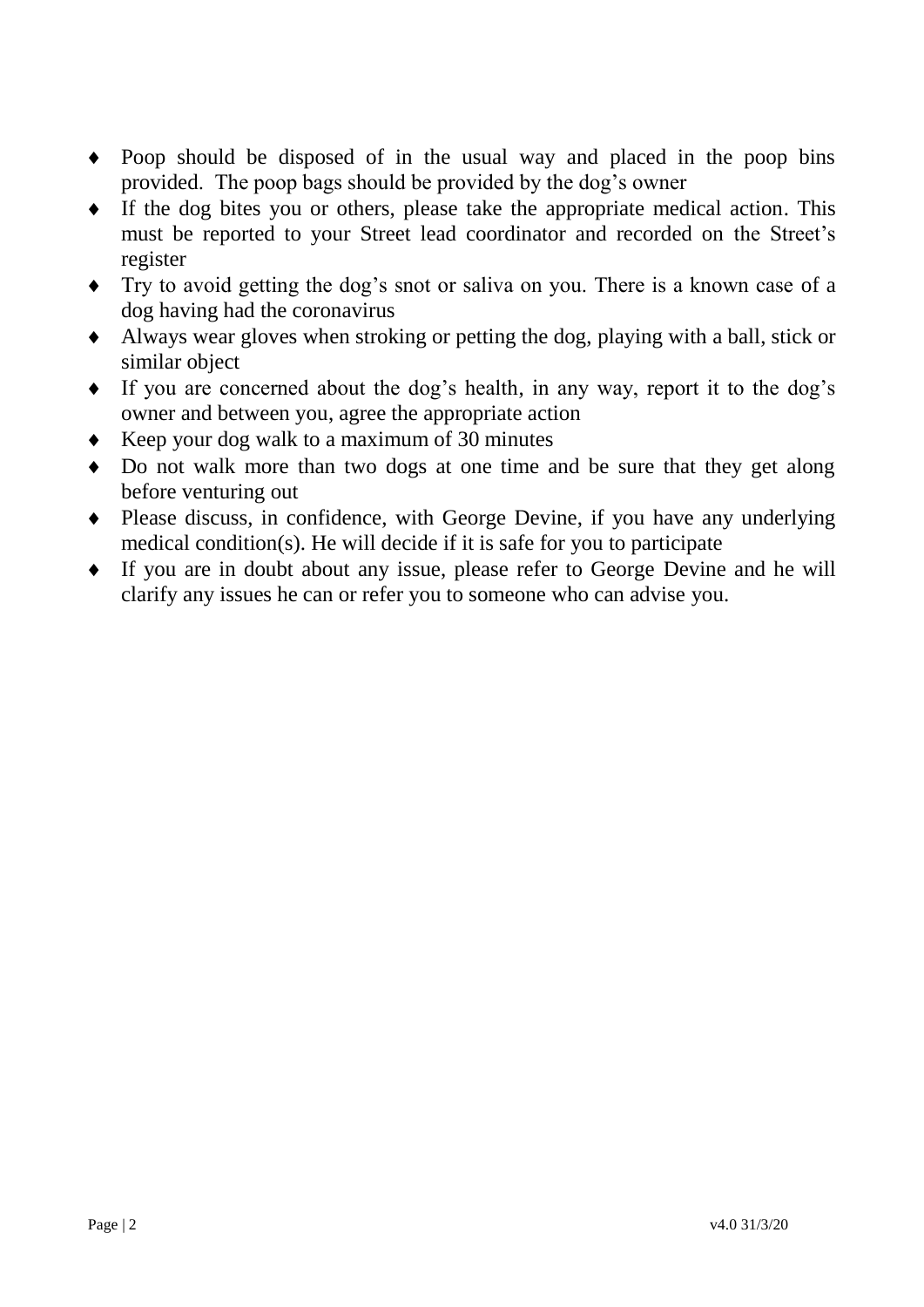- Poop should be disposed of in the usual way and placed in the poop bins provided. The poop bags should be provided by the dog's owner
- If the dog bites you or others, please take the appropriate medical action. This must be reported to your Street lead coordinator and recorded on the Street's register
- Try to avoid getting the dog's snot or saliva on you. There is a known case of a dog having had the coronavirus
- Always wear gloves when stroking or petting the dog, playing with a ball, stick or similar object
- If you are concerned about the dog's health, in any way, report it to the dog's owner and between you, agree the appropriate action
- Keep your dog walk to a maximum of 30 minutes
- Do not walk more than two dogs at one time and be sure that they get along before venturing out
- Please discuss, in confidence, with George Devine, if you have any underlying medical condition(s). He will decide if it is safe for you to participate
- If you are in doubt about any issue, please refer to George Devine and he will clarify any issues he can or refer you to someone who can advise you.